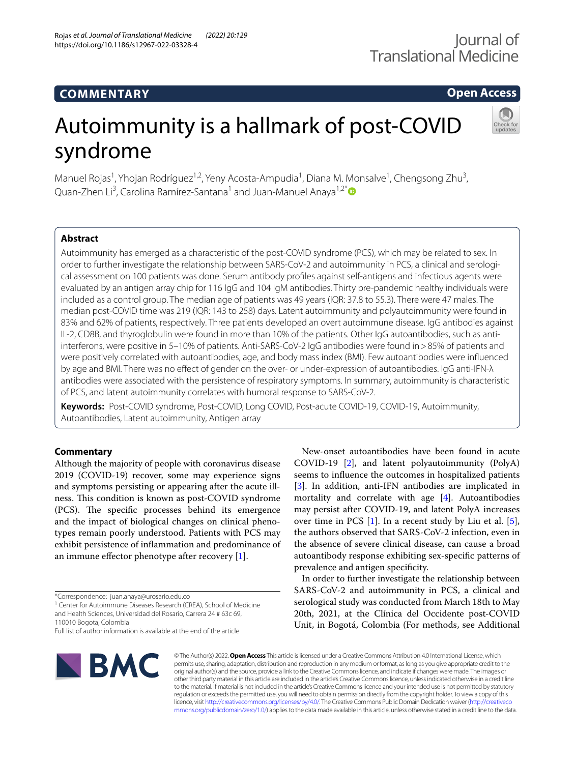COMMENTARY

Open Access

# Autoimmunity is a hallmark of post-COVID syndrome

Manuel Rojas[1], Yhojan Rodríguez[1,2], Yeny Acosta-Ampudia[1], Diana M. Monsalve[1], Chengsong Zhu[3], Quan-Zhen Li[3], Carolina Ramírez-Santana[1] and Juan-Manuel Anaya[1,2*]

## Abstract

Autoimmunity has emerged as a characteristic of the post-COVID syndrome (PCS), which may be related to sex. In order to further investigate the relationship between SARS-CoV-2 and autoimmunity in PCS, a clinical and serological assessment on 100 patients was done. Serum antibody profiles against self-antigens and infectious agents were evaluated by an antigen array chip for 116 IgG and 104 IgM antibodies. Thirty pre-pandemic healthy individuals were included as a control group. The median age of patients was 49 years (IQR: 37.8 to 55.3). There were 47 males. The median post-COVID time was 219 (IQR: 143 to 258) days. Latent autoimmunity and polyautoimmunity were found in 83% and 62% of patients, respectively. Three patients developed an overt autoimmune disease. IgG antibodies against IL-2, CD8B, and thyroglobulin were found in more than 10% of the patients. Other IgG autoantibodies, such as anti-interferons, were positive in 5–10% of patients. Anti-SARS-CoV-2 IgG antibodies were found in > 85% of patients and were positively correlated with autoantibodies, age, and body mass index (BMI). Few autoantibodies were influenced by age and BMI. There was no effect of gender on the over- or under-expression of autoantibodies. IgG anti-IFN-λ antibodies were associated with the persistence of respiratory symptoms. In summary, autoimmunity is characteristic of PCS, and latent autoimmunity correlates with humoral response to SARS-CoV-2.

**Keywords:** Post-COVID syndrome, Post-COVID, Long COVID, Post-acute COVID-19, COVID-19, Autoimmunity, Autoantibodies, Latent autoimmunity, Antigen array

## Commentary

Although the majority of people with coronavirus disease 2019 (COVID-19) recover, some may experience signs and symptoms persisting or appearing after the acute illness. This condition is known as post-COVID syndrome (PCS). The specific processes behind its emergence and the impact of biological changes on clinical phenotypes remain poorly understood. Patients with PCS may exhibit persistence of inflammation and predominance of an immune effector phenotype after recovery [1].

New-onset autoantibodies have been found in acute COVID-19 [2], and latent polyautoimmunity (PolyA) seems to influence the outcomes in hospitalized patients [3]. In addition, anti-IFN antibodies are implicated in mortality and correlate with age [4]. Autoantibodies may persist after COVID-19, and latent PolyA increases over time in PCS [1]. In a recent study by Liu et al. [5], the authors observed that SARS-CoV-2 infection, even in the absence of severe clinical disease, can cause a broad autoantibody response exhibiting sex-specific patterns of prevalence and antigen specificity.

In order to further investigate the relationship between SARS-CoV-2 and autoimmunity in PCS, a clinical and serological study was conducted from March 18th to May 20th, 2021, at the Clínica del Occidente post-COVID Unit, in Bogotá, Colombia (For methods, see Additional

*Correspondence: juan.anaya@urosario.edu.co

[1] Center for Autoimmune Diseases Research (CREA), School of Medicine and Health Sciences, Universidad del Rosario, Carrera 24 # 63c 69, 110010 Bogota, Colombia

Full list of author information is available at the end of the article

© The Author(s) 2022. **Open Access** This article is licensed under a Creative Commons Attribution 4.0 International License, which permits use, sharing, adaptation, distribution and reproduction in any medium or format, as long as you give appropriate credit to the original author(s) and the source, provide a link to the Creative Commons licence, and indicate if changes were made. The images or other third party material in this article are included in the article's Creative Commons licence, unless indicated otherwise in a credit line to the material. If material is not included in the article's Creative Commons licence and your intended use is not permitted by statutory regulation or exceeds the permitted use, you will need to obtain permission directly from the copyright holder. To view a copy of this licence, visit http://creativecommons.org/licenses/by/4.0/. The Creative Commons Public Domain Dedication waiver (http://creativecommons.org/publicdomain/zero/1.0/) applies to the data made available in this article, unless otherwise stated in a credit line to the data.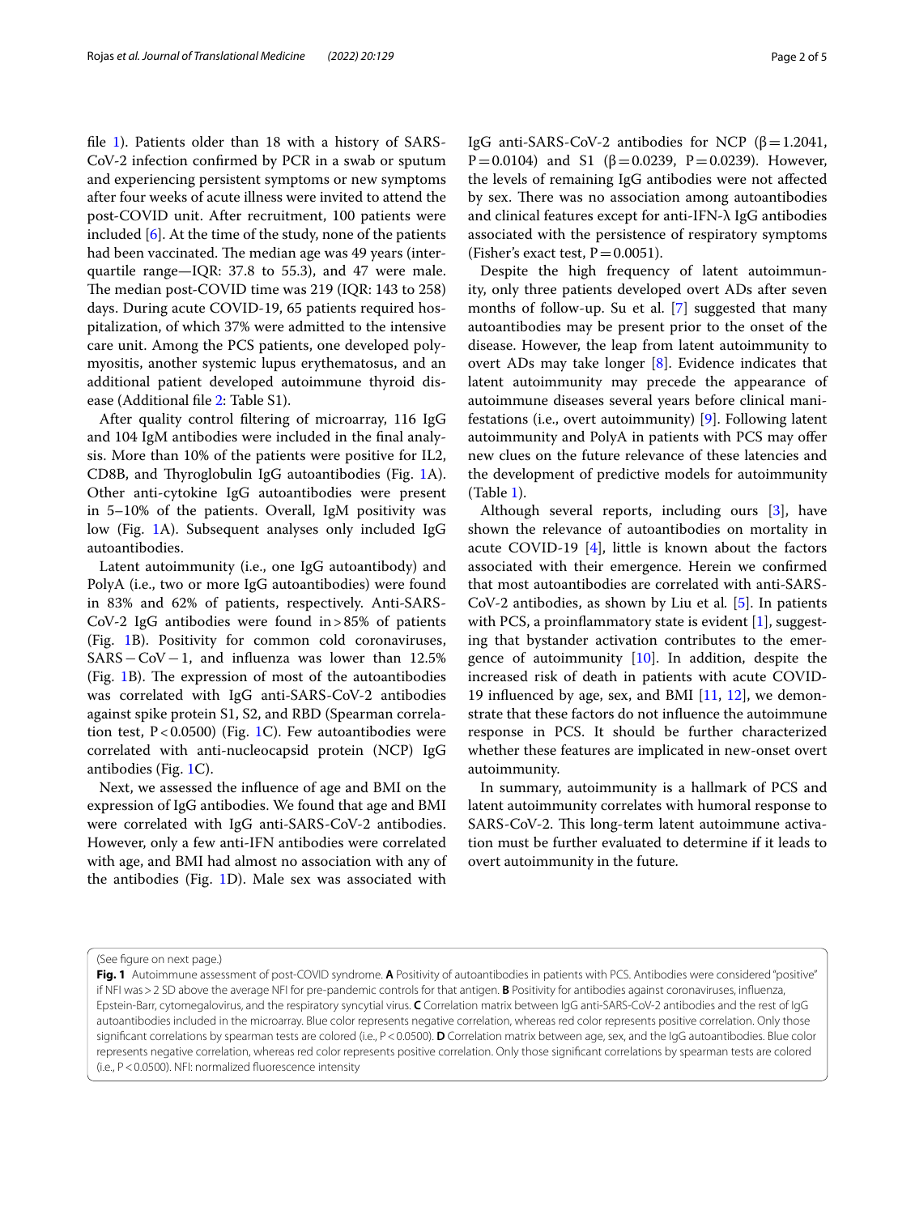file 1). Patients older than 18 with a history of SARS-CoV-2 infection confirmed by PCR in a swab or sputum and experiencing persistent symptoms or new symptoms after four weeks of acute illness were invited to attend the post-COVID unit. After recruitment, 100 patients were included [6]. At the time of the study, none of the patients had been vaccinated. The median age was 49 years (interquartile range—IQR: 37.8 to 55.3), and 47 were male. The median post-COVID time was 219 (IQR: 143 to 258) days. During acute COVID-19, 65 patients required hospitalization, of which 37% were admitted to the intensive care unit. Among the PCS patients, one developed polymyositis, another systemic lupus erythematosus, and an additional patient developed autoimmune thyroid disease (Additional file 2: Table S1).

After quality control filtering of microarray, 116 IgG and 104 IgM antibodies were included in the final analysis. More than 10% of the patients were positive for IL2, CD8B, and Thyroglobulin IgG autoantibodies (Fig. 1A). Other anti-cytokine IgG autoantibodies were present in 5–10% of the patients. Overall, IgM positivity was low (Fig. 1A). Subsequent analyses only included IgG autoantibodies.

Latent autoimmunity (i.e., one IgG autoantibody) and PolyA (i.e., two or more IgG autoantibodies) were found in 83% and 62% of patients, respectively. Anti-SARS-CoV-2 IgG antibodies were found in > 85% of patients (Fig. 1B). Positivity for common cold coronaviruses, SARS − CoV − 1, and influenza was lower than 12.5% (Fig. 1B). The expression of most of the autoantibodies was correlated with IgG anti-SARS-CoV-2 antibodies against spike protein S1, S2, and RBD (Spearman correlation test, $P < 0.0500$) (Fig. 1C). Few autoantibodies were correlated with anti-nucleocapsid protein (NCP) IgG antibodies (Fig. 1C).

Next, we assessed the influence of age and BMI on the expression of IgG antibodies. We found that age and BMI were correlated with IgG anti-SARS-CoV-2 antibodies. However, only a few anti-IFN antibodies were correlated with age, and BMI had almost no association with any of the antibodies (Fig. 1D). Male sex was associated with IgG anti-SARS-CoV-2 antibodies for NCP ($\beta = 1.2041$, $P = 0.0104$) and S1 ($\beta = 0.0239$, $P = 0.0239$). However, the levels of remaining IgG antibodies were not affected by sex. There was no association among autoantibodies and clinical features except for anti-IFN-λ IgG antibodies associated with the persistence of respiratory symptoms (Fisher's exact test, $P = 0.0051$).

Despite the high frequency of latent autoimmunity, only three patients developed overt ADs after seven months of follow-up. Su et al. [7] suggested that many autoantibodies may be present prior to the onset of the disease. However, the leap from latent autoimmunity to overt ADs may take longer [8]. Evidence indicates that latent autoimmunity may precede the appearance of autoimmune diseases several years before clinical manifestations (i.e., overt autoimmunity) [9]. Following latent autoimmunity and PolyA in patients with PCS may offer new clues on the future relevance of these latencies and the development of predictive models for autoimmunity (Table 1).

Although several reports, including ours [3], have shown the relevance of autoantibodies on mortality in acute COVID-19 [4], little is known about the factors associated with their emergence. Herein we confirmed that most autoantibodies are correlated with anti-SARS-CoV-2 antibodies, as shown by Liu et al. [5]. In patients with PCS, a proinflammatory state is evident [1], suggesting that bystander activation contributes to the emergence of autoimmunity [10]. In addition, despite the increased risk of death in patients with acute COVID-19 influenced by age, sex, and BMI [11, 12], we demonstrate that these factors do not influence the autoimmune response in PCS. It should be further characterized whether these features are implicated in new-onset overt autoimmunity.

In summary, autoimmunity is a hallmark of PCS and latent autoimmunity correlates with humoral response to SARS-CoV-2. This long-term latent autoimmune activation must be further evaluated to determine if it leads to overt autoimmunity in the future.

(See figure on next page.)

**Fig. 1** Autoimmune assessment of post-COVID syndrome. **A** Positivity of autoantibodies in patients with PCS. Antibodies were considered "positive" if NFI was > 2 SD above the average NFI for pre-pandemic controls for that antigen. **B** Positivity for antibodies against coronaviruses, influenza, Epstein-Barr, cytomegalovirus, and the respiratory syncytial virus. **C** Correlation matrix between IgG anti-SARS-CoV-2 antibodies and the rest of IgG autoantibodies included in the microarray. Blue color represents negative correlation, whereas red color represents positive correlation. Only those significant correlations by spearman tests are colored (i.e., $P < 0.0500$). **D** Correlation matrix between age, sex, and the IgG autoantibodies. Blue color represents negative correlation, whereas red color represents positive correlation. Only those significant correlations by spearman tests are colored (i.e., $P < 0.0500$). NFI: normalized fluorescence intensity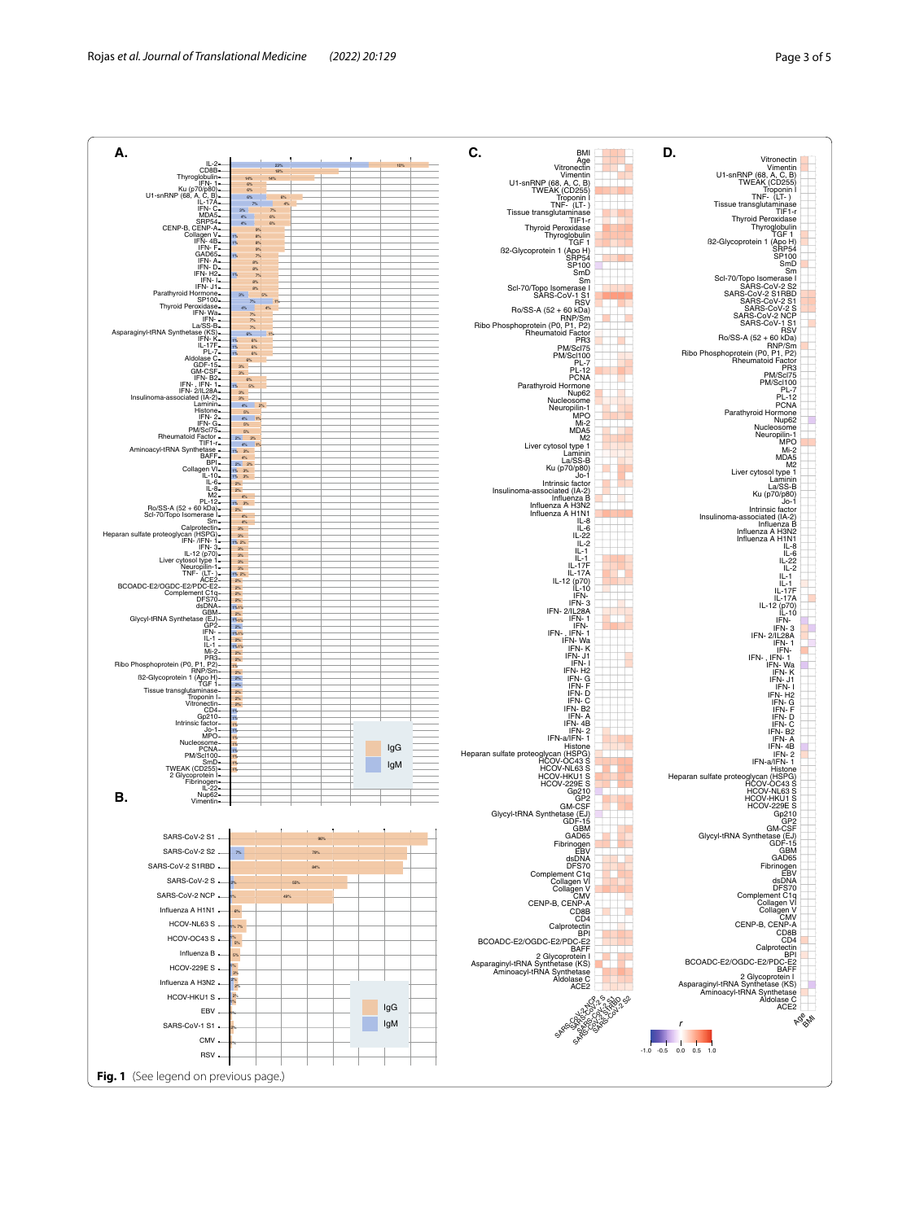**Fig. 1** (See legend on previous page.)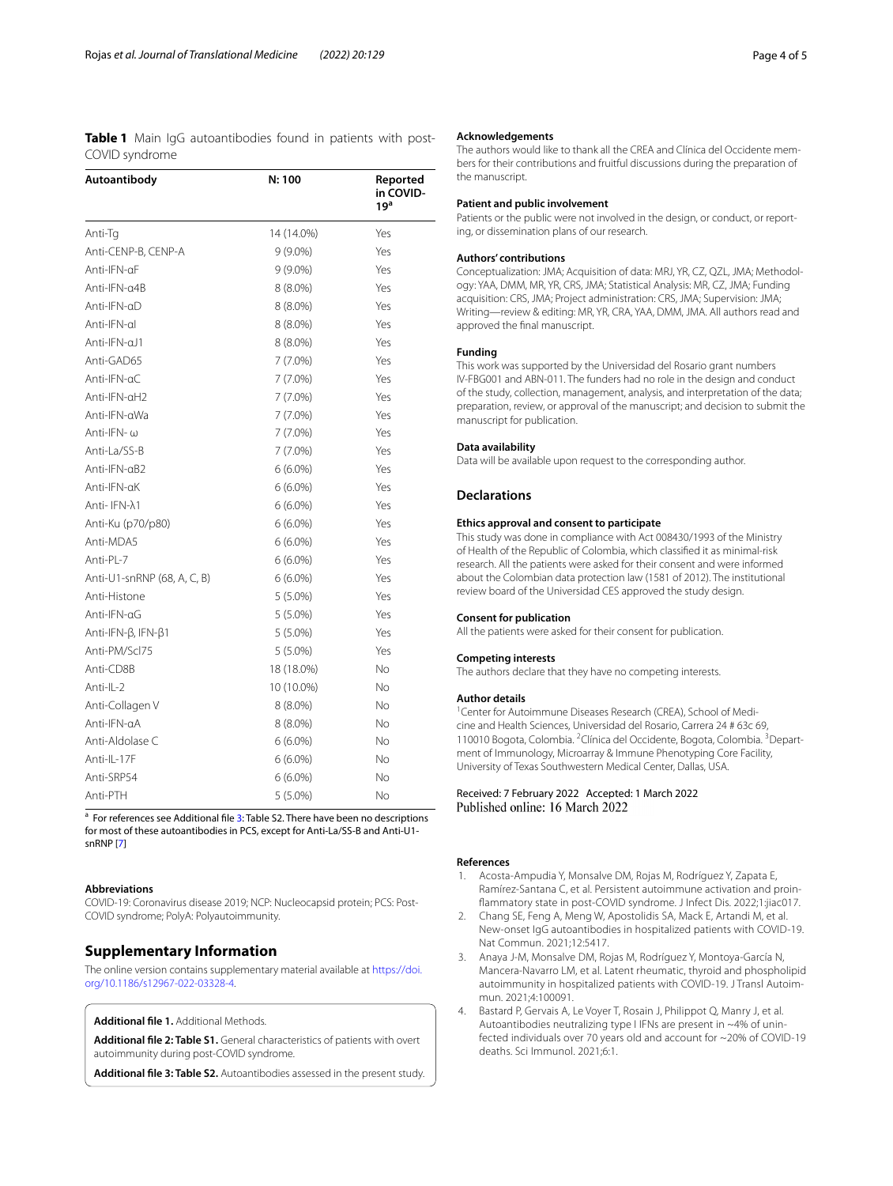**Table 1** Main IgG autoantibodies found in patients with post-COVID syndrome

| Autoantibody | N: 100 | Reported in COVID-19[a] |
|---|---|---|
| Anti-Tg | 14 (14.0%) | Yes |
| Anti-CENP-B, CENP-A | 9 (9.0%) | Yes |
| Anti-IFN-αF | 9 (9.0%) | Yes |
| Anti-IFN-α4B | 8 (8.0%) | Yes |
| Anti-IFN-αD | 8 (8.0%) | Yes |
| Anti-IFN-αI | 8 (8.0%) | Yes |
| Anti-IFN-αJ1 | 8 (8.0%) | Yes |
| Anti-GAD65 | 7 (7.0%) | Yes |
| Anti-IFN-αC | 7 (7.0%) | Yes |
| Anti-IFN-αH2 | 7 (7.0%) | Yes |
| Anti-IFN-αWa | 7 (7.0%) | Yes |
| Anti-IFN- ω | 7 (7.0%) | Yes |
| Anti-La/SS-B | 7 (7.0%) | Yes |
| Anti-IFN-αB2 | 6 (6.0%) | Yes |
| Anti-IFN-αK | 6 (6.0%) | Yes |
| Anti- IFN-λ1 | 6 (6.0%) | Yes |
| Anti-Ku (p70/p80) | 6 (6.0%) | Yes |
| Anti-MDA5 | 6 (6.0%) | Yes |
| Anti-PL-7 | 6 (6.0%) | Yes |
| Anti-U1-snRNP (68, A, C, B) | 6 (6.0%) | Yes |
| Anti-Histone | 5 (5.0%) | Yes |
| Anti-IFN-αG | 5 (5.0%) | Yes |
| Anti-IFN-β, IFN-β1 | 5 (5.0%) | Yes |
| Anti-PM/Scl75 | 5 (5.0%) | Yes |
| Anti-CD8B | 18 (18.0%) | No |
| Anti-IL-2 | 10 (10.0%) | No |
| Anti-Collagen V | 8 (8.0%) | No |
| Anti-IFN-αA | 8 (8.0%) | No |
| Anti-Aldolase C | 6 (6.0%) | No |
| Anti-IL-17F | 6 (6.0%) | No |
| Anti-SRP54 | 6 (6.0%) | No |
| Anti-PTH | 5 (5.0%) | No |

[a] For references see Additional file 3: Table S2. There have been no descriptions for most of these autoantibodies in PCS, except for Anti-La/SS-B and Anti-U1-snRNP [7]

#### Abbreviations

COVID-19: Coronavirus disease 2019; NCP: Nucleocapsid protein; PCS: Post-COVID syndrome; PolyA: Polyautoimmunity.

## Supplementary Information

The online version contains supplementary material available at https://doi.org/10.1186/s12967-022-03328-4.

**Additional file 1.** Additional Methods.

**Additional file 2: Table S1.** General characteristics of patients with overt autoimmunity during post-COVID syndrome.

**Additional file 3: Table S2.** Autoantibodies assessed in the present study.

#### Acknowledgements

The authors would like to thank all the CREA and Clínica del Occidente members for their contributions and fruitful discussions during the preparation of the manuscript.

#### Patient and public involvement

Patients or the public were not involved in the design, or conduct, or reporting, or dissemination plans of our research.

#### Authors' contributions

Conceptualization: JMA; Acquisition of data: MRJ, YR, CZ, QZL, JMA; Methodology: YAA, DMM, MR, YR, CRS, JMA; Statistical Analysis: MR, CZ, JMA; Funding acquisition: CRS, JMA; Project administration: CRS, JMA; Supervision: JMA; Writing—review & editing: MR, YR, CRA, YAA, DMM, JMA. All authors read and approved the final manuscript.

#### Funding

This work was supported by the Universidad del Rosario grant numbers IV-FBG001 and ABN-011. The funders had no role in the design and conduct of the study, collection, management, analysis, and interpretation of the data; preparation, review, or approval of the manuscript; and decision to submit the manuscript for publication.

#### Data availability

Data will be available upon request to the corresponding author.

## Declarations

#### Ethics approval and consent to participate

This study was done in compliance with Act 008430/1993 of the Ministry of Health of the Republic of Colombia, which classified it as minimal-risk research. All the patients were asked for their consent and were informed about the Colombian data protection law (1581 of 2012). The institutional review board of the Universidad CES approved the study design.

#### Consent for publication

All the patients were asked for their consent for publication.

#### Competing interests

The authors declare that they have no competing interests.

#### Author details

[1]Center for Autoimmune Diseases Research (CREA), School of Medicine and Health Sciences, Universidad del Rosario, Carrera 24 # 63c 69, 110010 Bogota, Colombia. [2]Clínica del Occidente, Bogota, Colombia. [3]Department of Immunology, Microarray & Immune Phenotyping Core Facility, University of Texas Southwestern Medical Center, Dallas, USA.

Received: 7 February 2022 Accepted: 1 March 2022
Published online: 16 March 2022

#### References

1. Acosta-Ampudia Y, Monsalve DM, Rojas M, Rodríguez Y, Zapata E, Ramírez-Santana C, et al. Persistent autoimmune activation and proinflammatory state in post-COVID syndrome. J Infect Dis. 2022;1:jiac017.
2. Chang SE, Feng A, Meng W, Apostolidis SA, Mack E, Artandi M, et al. New-onset IgG autoantibodies in hospitalized patients with COVID-19. Nat Commun. 2021;12:5417.
3. Anaya J-M, Monsalve DM, Rojas M, Rodríguez Y, Montoya-García N, Mancera-Navarro LM, et al. Latent rheumatic, thyroid and phospholipid autoimmunity in hospitalized patients with COVID-19. J Transl Autoimmun. 2021;4:100091.
4. Bastard P, Gervais A, Le Voyer T, Rosain J, Philippot Q, Manry J, et al. Autoantibodies neutralizing type I IFNs are present in ~4% of uninfected individuals over 70 years old and account for ~20% of COVID-19 deaths. Sci Immunol. 2021;6:1.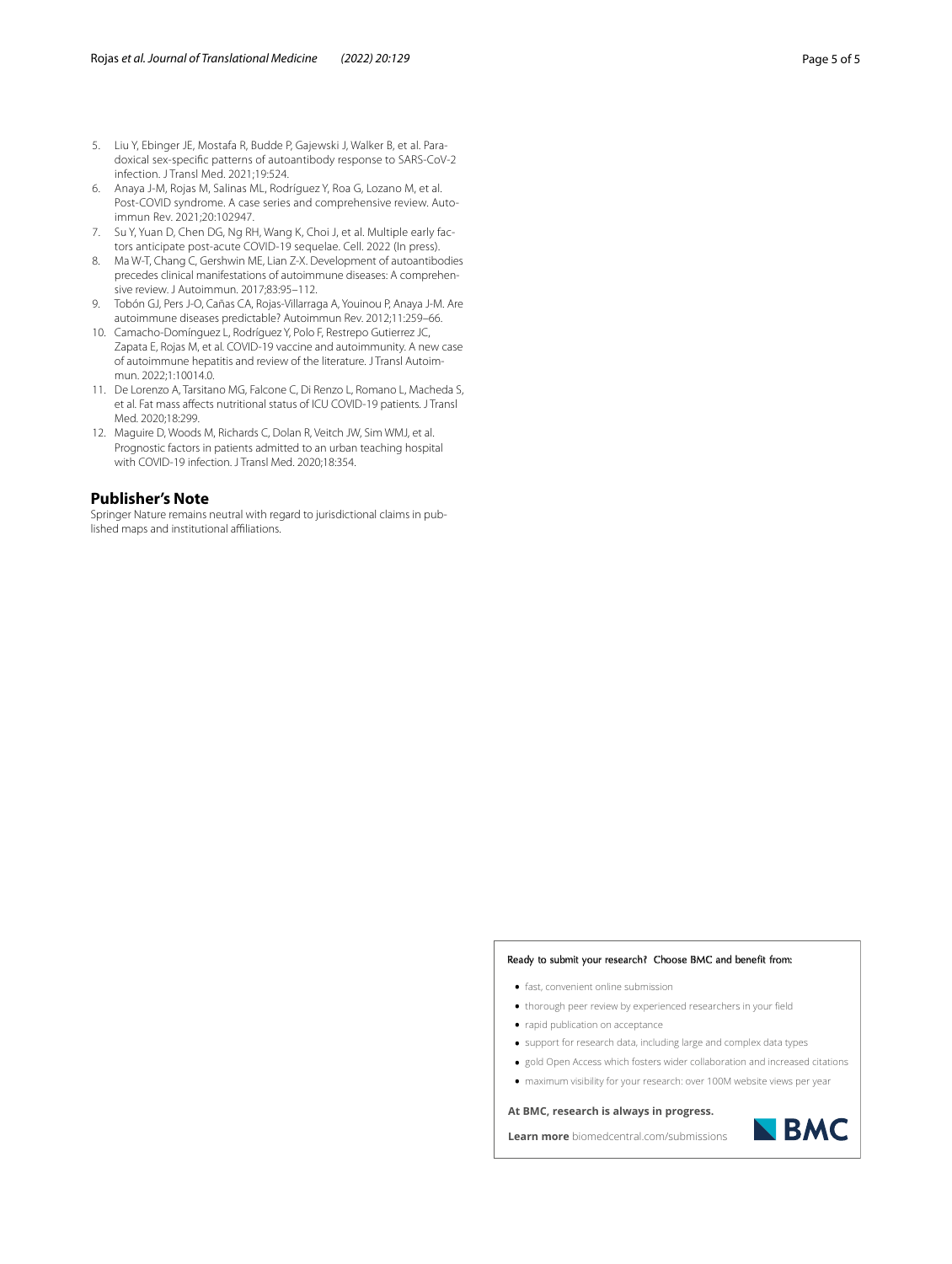5. Liu Y, Ebinger JE, Mostafa R, Budde P, Gajewski J, Walker B, et al. Paradoxical sex-specific patterns of autoantibody response to SARS-CoV-2 infection. J Transl Med. 2021;19:524.
6. Anaya J-M, Rojas M, Salinas ML, Rodríguez Y, Roa G, Lozano M, et al. Post-COVID syndrome. A case series and comprehensive review. Autoimmun Rev. 2021;20:102947.
7. Su Y, Yuan D, Chen DG, Ng RH, Wang K, Choi J, et al. Multiple early factors anticipate post-acute COVID-19 sequelae. Cell. 2022 (In press).
8. Ma W-T, Chang C, Gershwin ME, Lian Z-X. Development of autoantibodies precedes clinical manifestations of autoimmune diseases: A comprehensive review. J Autoimmun. 2017;83:95–112.
9. Tobón GJ, Pers J-O, Cañas CA, Rojas-Villarraga A, Youinou P, Anaya J-M. Are autoimmune diseases predictable? Autoimmun Rev. 2012;11:259–66.
10. Camacho-Domínguez L, Rodríguez Y, Polo F, Restrepo Gutierrez JC, Zapata E, Rojas M, et al. COVID-19 vaccine and autoimmunity. A new case of autoimmune hepatitis and review of the literature. J Transl Autoimmun. 2022;1:10014.0.
11. De Lorenzo A, Tarsitano MG, Falcone C, Di Renzo L, Romano L, Macheda S, et al. Fat mass affects nutritional status of ICU COVID-19 patients. J Transl Med. 2020;18:299.
12. Maguire D, Woods M, Richards C, Dolan R, Veitch JW, Sim WMJ, et al. Prognostic factors in patients admitted to an urban teaching hospital with COVID-19 infection. J Transl Med. 2020;18:354.

## Publisher's Note

Springer Nature remains neutral with regard to jurisdictional claims in published maps and institutional affiliations.

Ready to submit your research? Choose BMC and benefit from:

- fast, convenient online submission
- thorough peer review by experienced researchers in your field
- rapid publication on acceptance
- support for research data, including large and complex data types
- gold Open Access which fosters wider collaboration and increased citations
- maximum visibility for your research: over 100M website views per year

**At BMC, research is always in progress.**

**Learn more** biomedcentral.com/submissions

BMC